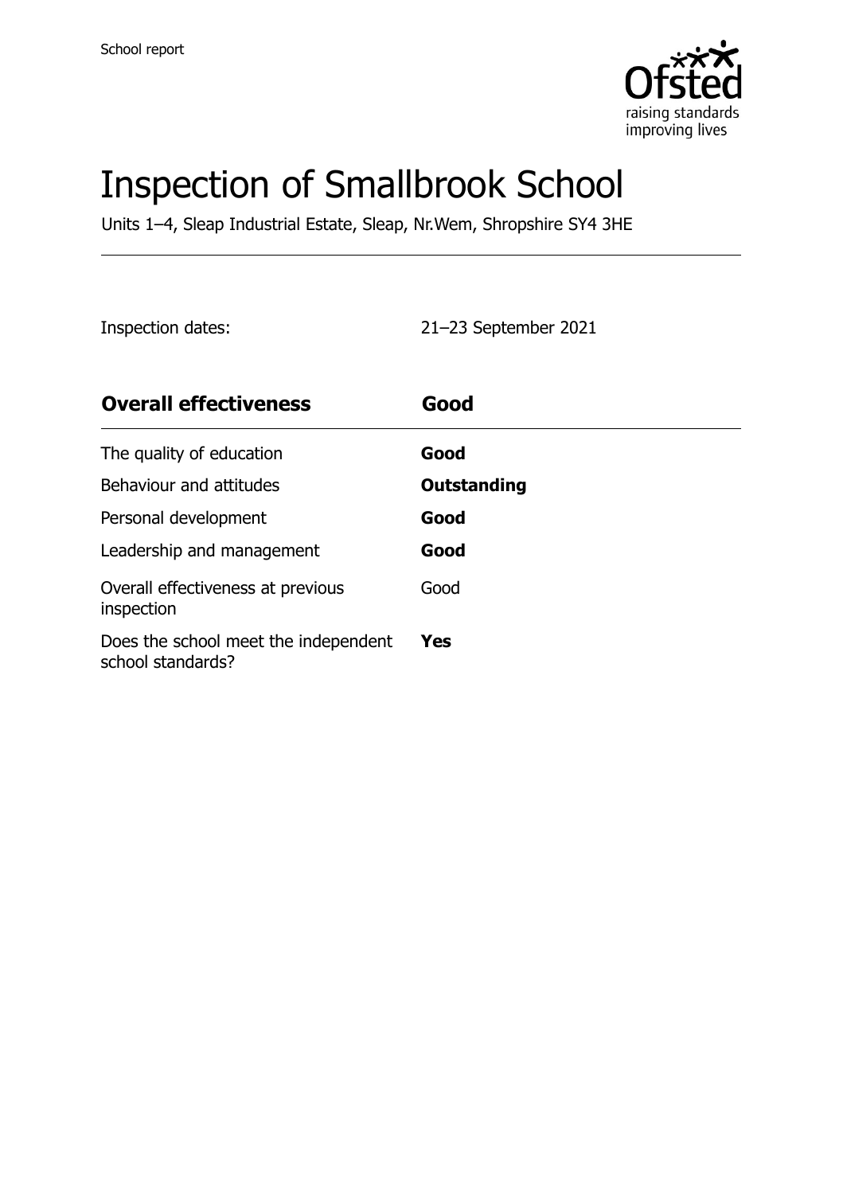School report

# Inspection of Smallbrook School

Units 1–4, Sleap Industrial Estate, Sleap, Nr.Wem, Shropshire SY4 3HE

Inspection dates: 21–23 September 2021

| **Overall effectiveness** | **Good** |
| --- | --- |
| The quality of education | **Good** |
| Behaviour and attitudes | **Outstanding** |
| Personal development | **Good** |
| Leadership and management | **Good** |
| Overall effectiveness at previous inspection | Good |
| Does the school meet the independent school standards? | **Yes** |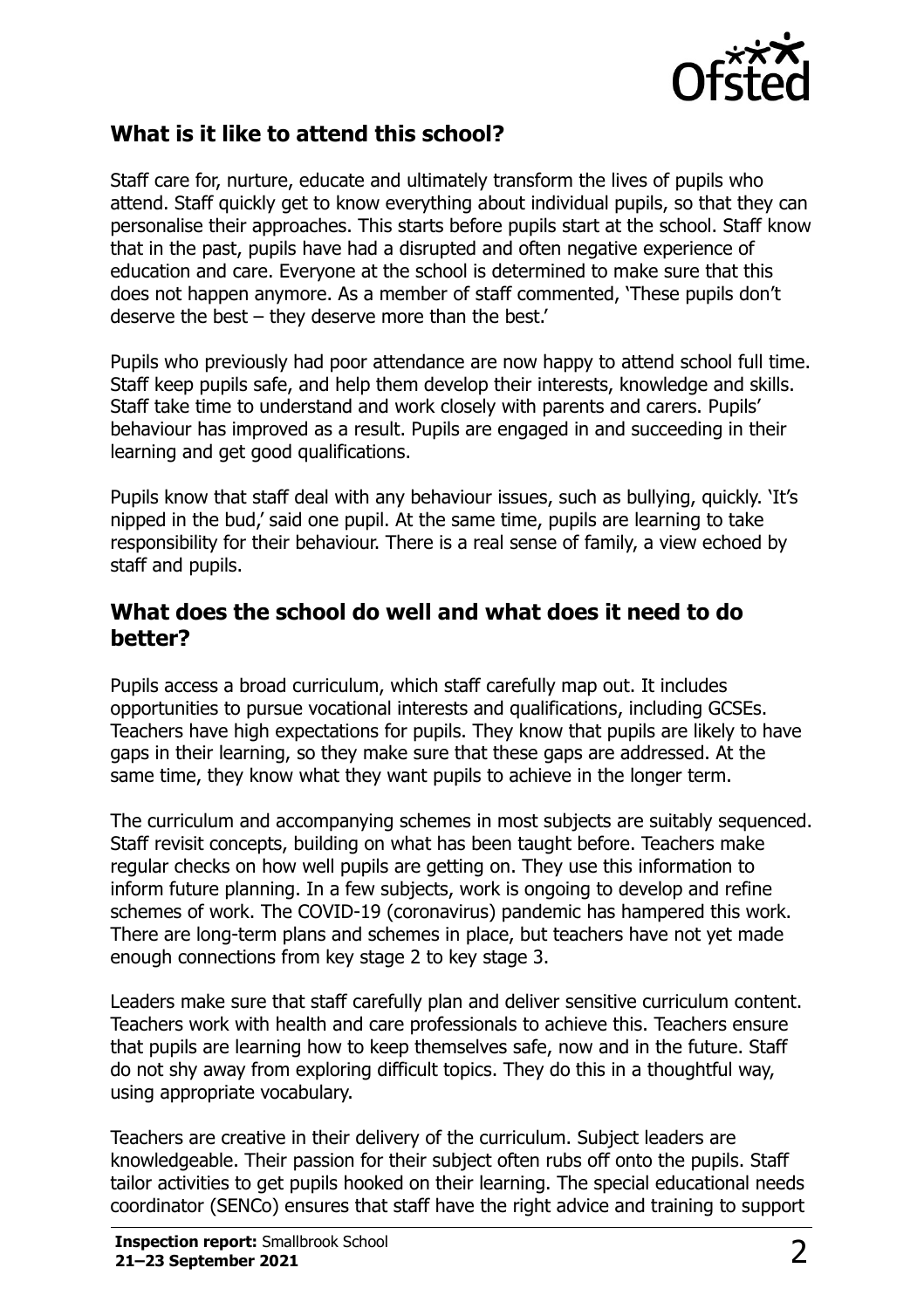## What is it like to attend this school?

Staff care for, nurture, educate and ultimately transform the lives of pupils who attend. Staff quickly get to know everything about individual pupils, so that they can personalise their approaches. This starts before pupils start at the school. Staff know that in the past, pupils have had a disrupted and often negative experience of education and care. Everyone at the school is determined to make sure that this does not happen anymore. As a member of staff commented, 'These pupils don't deserve the best – they deserve more than the best.'

Pupils who previously had poor attendance are now happy to attend school full time. Staff keep pupils safe, and help them develop their interests, knowledge and skills. Staff take time to understand and work closely with parents and carers. Pupils' behaviour has improved as a result. Pupils are engaged in and succeeding in their learning and get good qualifications.

Pupils know that staff deal with any behaviour issues, such as bullying, quickly. 'It's nipped in the bud,' said one pupil. At the same time, pupils are learning to take responsibility for their behaviour. There is a real sense of family, a view echoed by staff and pupils.

## What does the school do well and what does it need to do better?

Pupils access a broad curriculum, which staff carefully map out. It includes opportunities to pursue vocational interests and qualifications, including GCSEs. Teachers have high expectations for pupils. They know that pupils are likely to have gaps in their learning, so they make sure that these gaps are addressed. At the same time, they know what they want pupils to achieve in the longer term.

The curriculum and accompanying schemes in most subjects are suitably sequenced. Staff revisit concepts, building on what has been taught before. Teachers make regular checks on how well pupils are getting on. They use this information to inform future planning. In a few subjects, work is ongoing to develop and refine schemes of work. The COVID-19 (coronavirus) pandemic has hampered this work. There are long-term plans and schemes in place, but teachers have not yet made enough connections from key stage 2 to key stage 3.

Leaders make sure that staff carefully plan and deliver sensitive curriculum content. Teachers work with health and care professionals to achieve this. Teachers ensure that pupils are learning how to keep themselves safe, now and in the future. Staff do not shy away from exploring difficult topics. They do this in a thoughtful way, using appropriate vocabulary.

Teachers are creative in their delivery of the curriculum. Subject leaders are knowledgeable. Their passion for their subject often rubs off onto the pupils. Staff tailor activities to get pupils hooked on their learning. The special educational needs coordinator (SENCo) ensures that staff have the right advice and training to support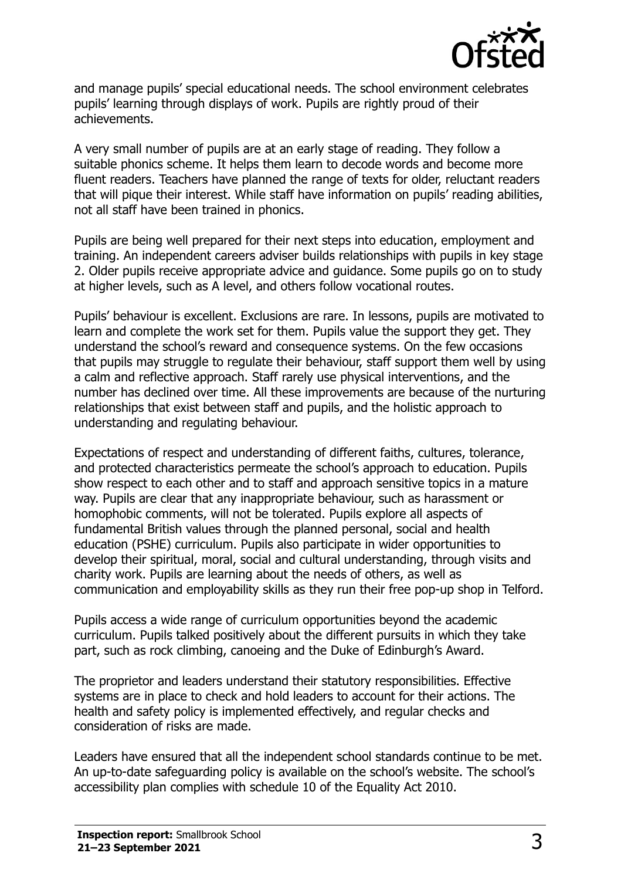and manage pupils' special educational needs. The school environment celebrates pupils' learning through displays of work. Pupils are rightly proud of their achievements.

A very small number of pupils are at an early stage of reading. They follow a suitable phonics scheme. It helps them learn to decode words and become more fluent readers. Teachers have planned the range of texts for older, reluctant readers that will pique their interest. While staff have information on pupils' reading abilities, not all staff have been trained in phonics.

Pupils are being well prepared for their next steps into education, employment and training. An independent careers adviser builds relationships with pupils in key stage 2. Older pupils receive appropriate advice and guidance. Some pupils go on to study at higher levels, such as A level, and others follow vocational routes.

Pupils' behaviour is excellent. Exclusions are rare. In lessons, pupils are motivated to learn and complete the work set for them. Pupils value the support they get. They understand the school's reward and consequence systems. On the few occasions that pupils may struggle to regulate their behaviour, staff support them well by using a calm and reflective approach. Staff rarely use physical interventions, and the number has declined over time. All these improvements are because of the nurturing relationships that exist between staff and pupils, and the holistic approach to understanding and regulating behaviour.

Expectations of respect and understanding of different faiths, cultures, tolerance, and protected characteristics permeate the school's approach to education. Pupils show respect to each other and to staff and approach sensitive topics in a mature way. Pupils are clear that any inappropriate behaviour, such as harassment or homophobic comments, will not be tolerated. Pupils explore all aspects of fundamental British values through the planned personal, social and health education (PSHE) curriculum. Pupils also participate in wider opportunities to develop their spiritual, moral, social and cultural understanding, through visits and charity work. Pupils are learning about the needs of others, as well as communication and employability skills as they run their free pop-up shop in Telford.

Pupils access a wide range of curriculum opportunities beyond the academic curriculum. Pupils talked positively about the different pursuits in which they take part, such as rock climbing, canoeing and the Duke of Edinburgh's Award.

The proprietor and leaders understand their statutory responsibilities. Effective systems are in place to check and hold leaders to account for their actions. The health and safety policy is implemented effectively, and regular checks and consideration of risks are made.

Leaders have ensured that all the independent school standards continue to be met. An up-to-date safeguarding policy is available on the school's website. The school's accessibility plan complies with schedule 10 of the Equality Act 2010.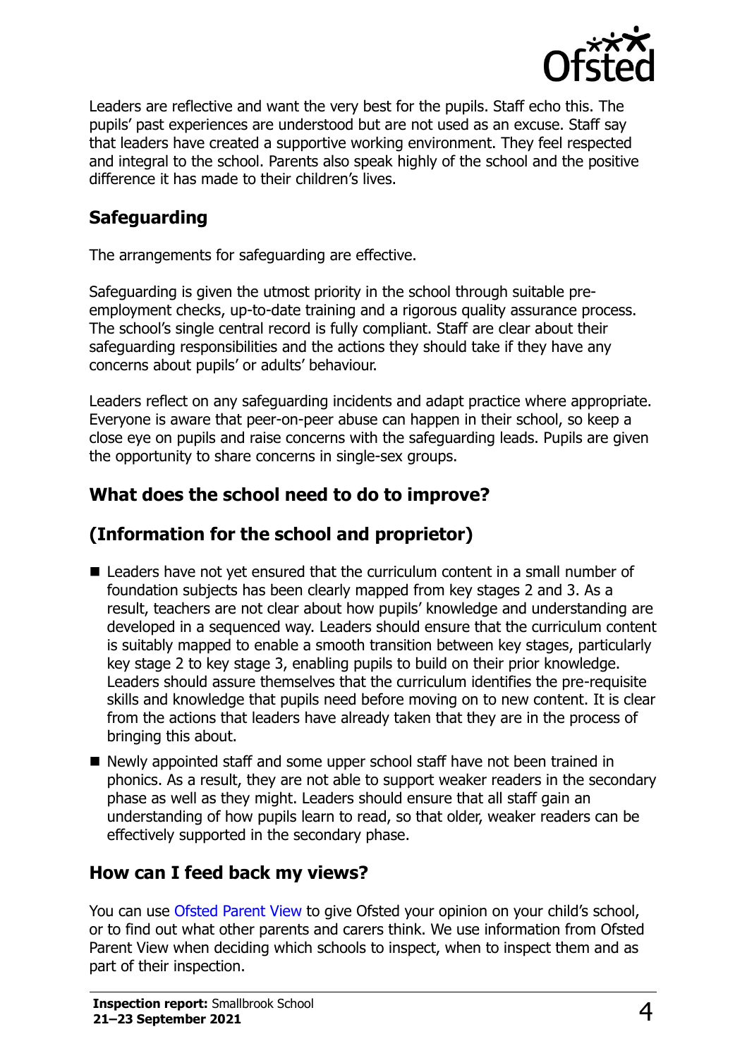Leaders are reflective and want the very best for the pupils. Staff echo this. The pupils' past experiences are understood but are not used as an excuse. Staff say that leaders have created a supportive working environment. They feel respected and integral to the school. Parents also speak highly of the school and the positive difference it has made to their children's lives.

## Safeguarding

The arrangements for safeguarding are effective.

Safeguarding is given the utmost priority in the school through suitable pre-employment checks, up-to-date training and a rigorous quality assurance process. The school's single central record is fully compliant. Staff are clear about their safeguarding responsibilities and the actions they should take if they have any concerns about pupils' or adults' behaviour.

Leaders reflect on any safeguarding incidents and adapt practice where appropriate. Everyone is aware that peer-on-peer abuse can happen in their school, so keep a close eye on pupils and raise concerns with the safeguarding leads. Pupils are given the opportunity to share concerns in single-sex groups.

## What does the school need to do to improve?

## (Information for the school and proprietor)

- Leaders have not yet ensured that the curriculum content in a small number of foundation subjects has been clearly mapped from key stages 2 and 3. As a result, teachers are not clear about how pupils' knowledge and understanding are developed in a sequenced way. Leaders should ensure that the curriculum content is suitably mapped to enable a smooth transition between key stages, particularly key stage 2 to key stage 3, enabling pupils to build on their prior knowledge. Leaders should assure themselves that the curriculum identifies the pre-requisite skills and knowledge that pupils need before moving on to new content. It is clear from the actions that leaders have already taken that they are in the process of bringing this about.
- Newly appointed staff and some upper school staff have not been trained in phonics. As a result, they are not able to support weaker readers in the secondary phase as well as they might. Leaders should ensure that all staff gain an understanding of how pupils learn to read, so that older, weaker readers can be effectively supported in the secondary phase.

## How can I feed back my views?

You can use Ofsted Parent View to give Ofsted your opinion on your child's school, or to find out what other parents and carers think. We use information from Ofsted Parent View when deciding which schools to inspect, when to inspect them and as part of their inspection.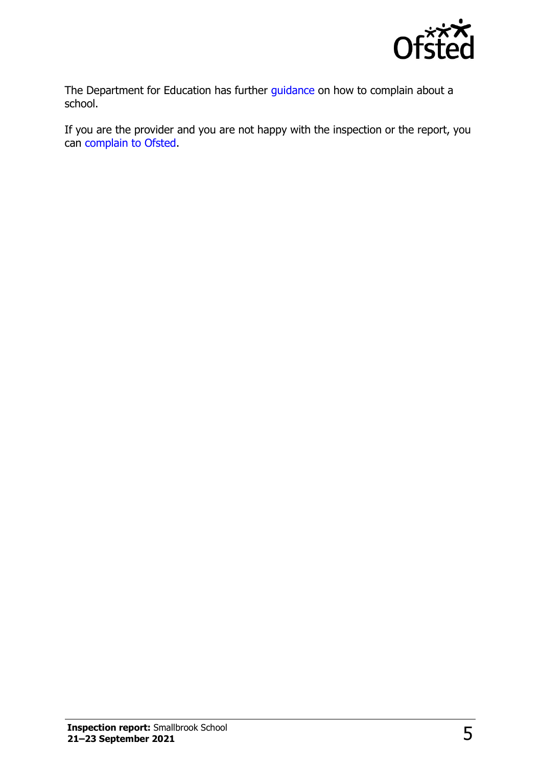The Department for Education has further guidance on how to complain about a school.

If you are the provider and you are not happy with the inspection or the report, you can complain to Ofsted.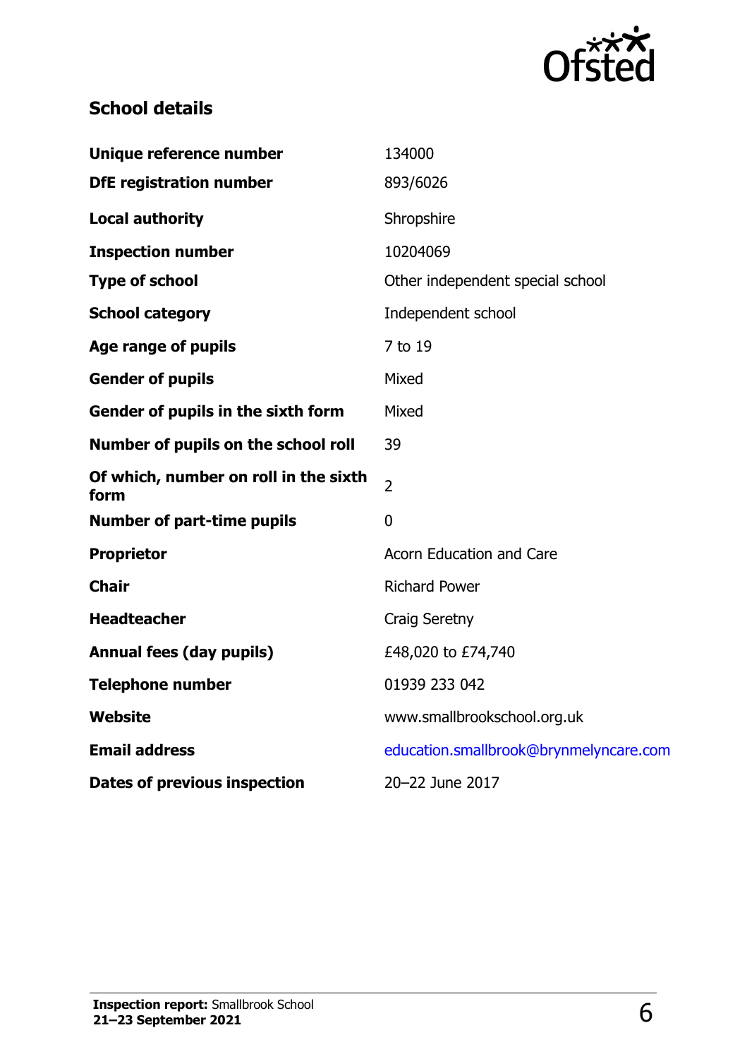## School details

| | |
|---|---|
| **Unique reference number** | 134000 |
| **DfE registration number** | 893/6026 |
| **Local authority** | Shropshire |
| **Inspection number** | 10204069 |
| **Type of school** | Other independent special school |
| **School category** | Independent school |
| **Age range of pupils** | 7 to 19 |
| **Gender of pupils** | Mixed |
| **Gender of pupils in the sixth form** | Mixed |
| **Number of pupils on the school roll** | 39 |
| **Of which, number on roll in the sixth form** | 2 |
| **Number of part-time pupils** | 0 |
| **Proprietor** | Acorn Education and Care |
| **Chair** | Richard Power |
| **Headteacher** | Craig Seretny |
| **Annual fees (day pupils)** | £48,020 to £74,740 |
| **Telephone number** | 01939 233 042 |
| **Website** | www.smallbrookschool.org.uk |
| **Email address** | education.smallbrook@brynmelyncare.com |
| **Dates of previous inspection** | 20–22 June 2017 |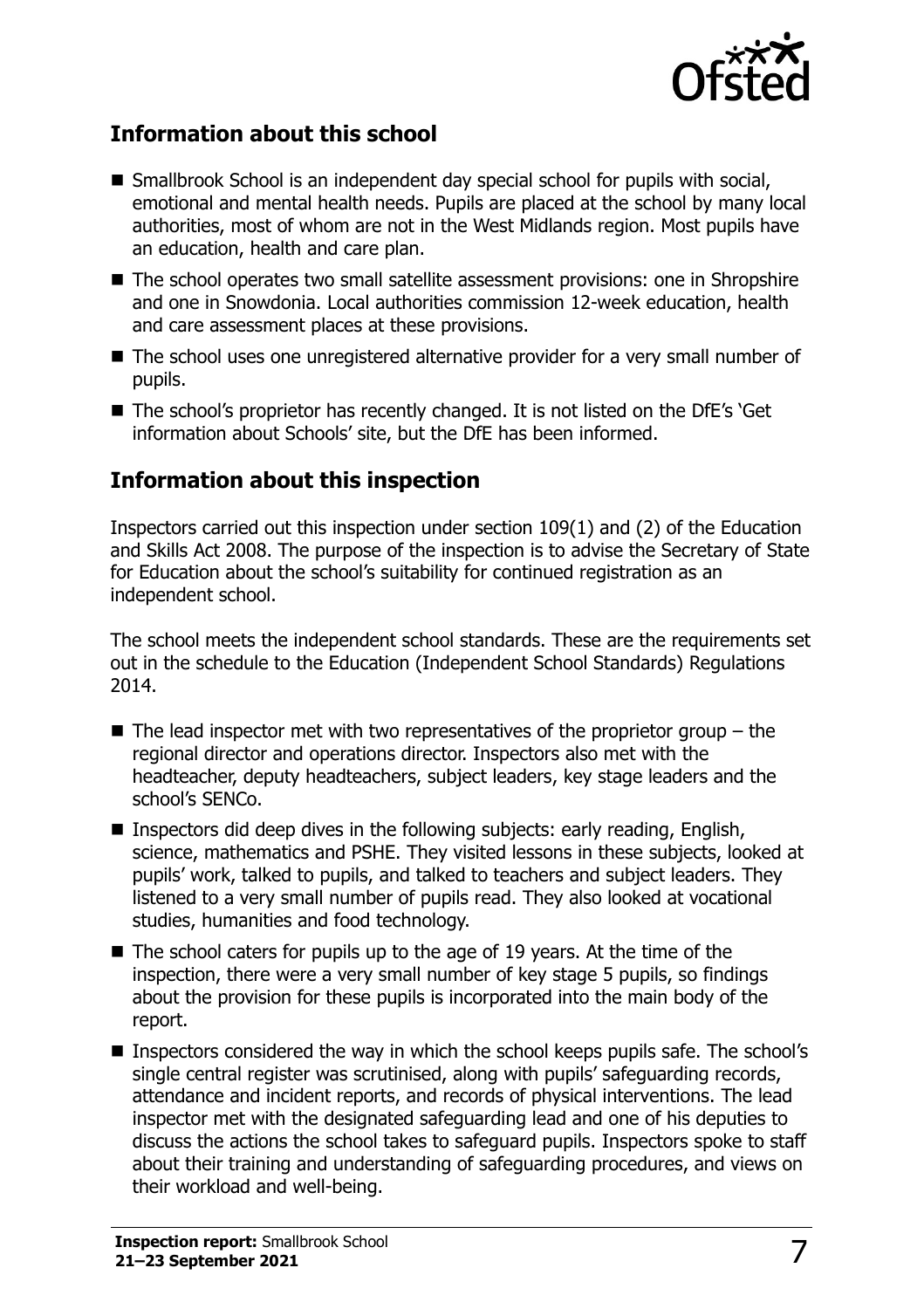## Information about this school

- Smallbrook School is an independent day special school for pupils with social, emotional and mental health needs. Pupils are placed at the school by many local authorities, most of whom are not in the West Midlands region. Most pupils have an education, health and care plan.
- The school operates two small satellite assessment provisions: one in Shropshire and one in Snowdonia. Local authorities commission 12-week education, health and care assessment places at these provisions.
- The school uses one unregistered alternative provider for a very small number of pupils.
- The school's proprietor has recently changed. It is not listed on the DfE's 'Get information about Schools' site, but the DfE has been informed.

## Information about this inspection

Inspectors carried out this inspection under section 109(1) and (2) of the Education and Skills Act 2008. The purpose of the inspection is to advise the Secretary of State for Education about the school's suitability for continued registration as an independent school.

The school meets the independent school standards. These are the requirements set out in the schedule to the Education (Independent School Standards) Regulations 2014.

- The lead inspector met with two representatives of the proprietor group – the regional director and operations director. Inspectors also met with the headteacher, deputy headteachers, subject leaders, key stage leaders and the school's SENCo.
- Inspectors did deep dives in the following subjects: early reading, English, science, mathematics and PSHE. They visited lessons in these subjects, looked at pupils' work, talked to pupils, and talked to teachers and subject leaders. They listened to a very small number of pupils read. They also looked at vocational studies, humanities and food technology.
- The school caters for pupils up to the age of 19 years. At the time of the inspection, there were a very small number of key stage 5 pupils, so findings about the provision for these pupils is incorporated into the main body of the report.
- Inspectors considered the way in which the school keeps pupils safe. The school's single central register was scrutinised, along with pupils' safeguarding records, attendance and incident reports, and records of physical interventions. The lead inspector met with the designated safeguarding lead and one of his deputies to discuss the actions the school takes to safeguard pupils. Inspectors spoke to staff about their training and understanding of safeguarding procedures, and views on their workload and well-being.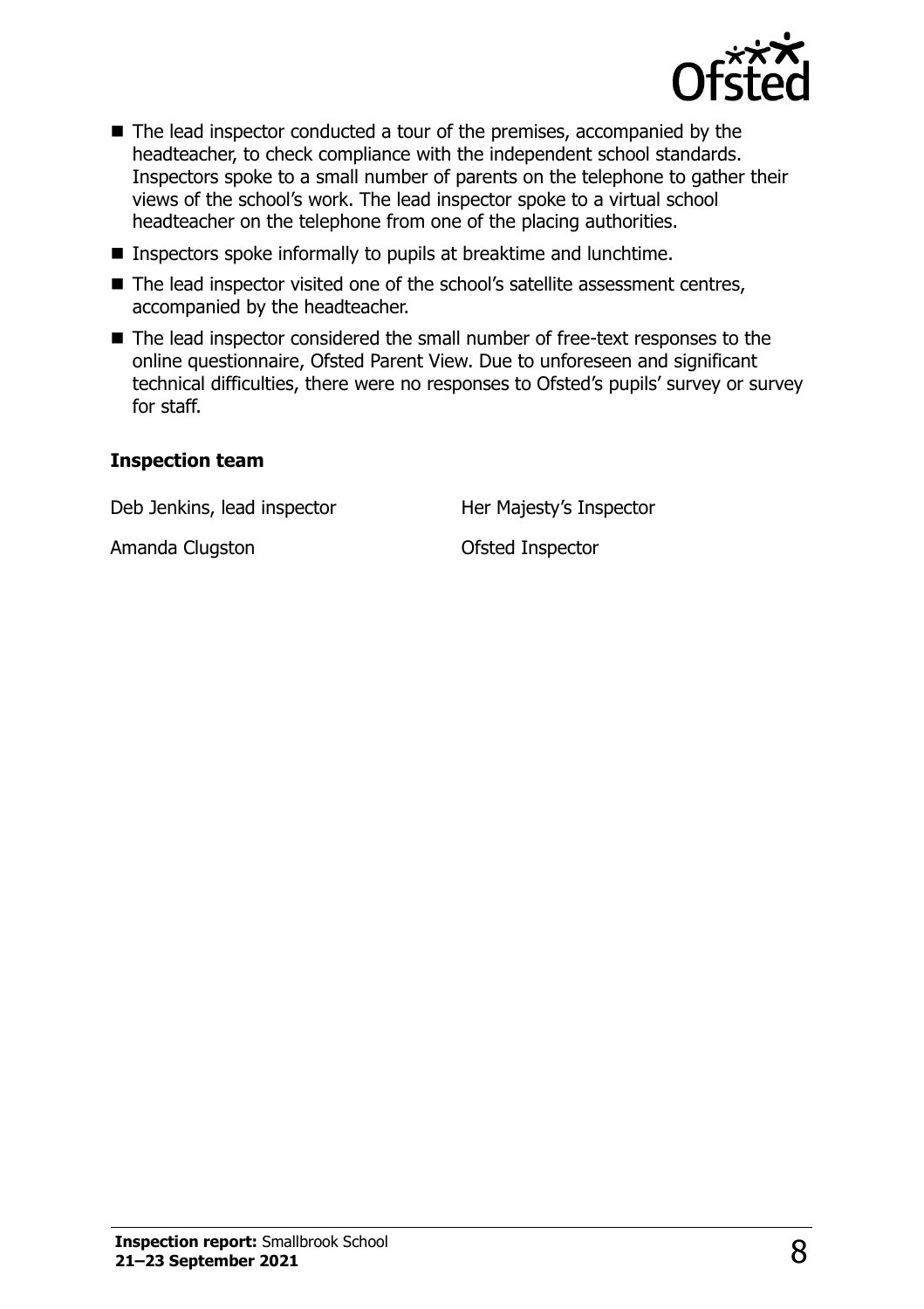- The lead inspector conducted a tour of the premises, accompanied by the headteacher, to check compliance with the independent school standards. Inspectors spoke to a small number of parents on the telephone to gather their views of the school's work. The lead inspector spoke to a virtual school headteacher on the telephone from one of the placing authorities.
- Inspectors spoke informally to pupils at breaktime and lunchtime.
- The lead inspector visited one of the school's satellite assessment centres, accompanied by the headteacher.
- The lead inspector considered the small number of free-text responses to the online questionnaire, Ofsted Parent View. Due to unforeseen and significant technical difficulties, there were no responses to Ofsted's pupils' survey or survey for staff.

### Inspection team

| | |
|---|---|
| Deb Jenkins, lead inspector | Her Majesty's Inspector |
| Amanda Clugston | Ofsted Inspector |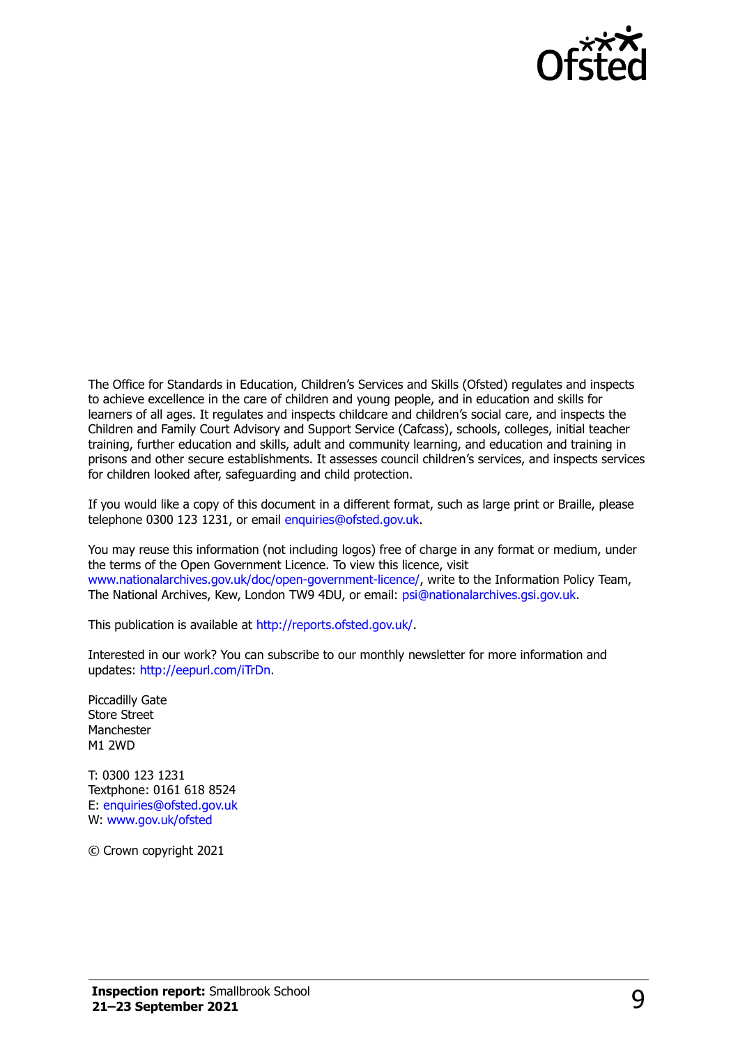The Office for Standards in Education, Children's Services and Skills (Ofsted) regulates and inspects to achieve excellence in the care of children and young people, and in education and skills for learners of all ages. It regulates and inspects childcare and children's social care, and inspects the Children and Family Court Advisory and Support Service (Cafcass), schools, colleges, initial teacher training, further education and skills, adult and community learning, and education and training in prisons and other secure establishments. It assesses council children's services, and inspects services for children looked after, safeguarding and child protection.

If you would like a copy of this document in a different format, such as large print or Braille, please telephone 0300 123 1231, or email enquiries@ofsted.gov.uk.

You may reuse this information (not including logos) free of charge in any format or medium, under the terms of the Open Government Licence. To view this licence, visit www.nationalarchives.gov.uk/doc/open-government-licence/, write to the Information Policy Team, The National Archives, Kew, London TW9 4DU, or email: psi@nationalarchives.gsi.gov.uk.

This publication is available at http://reports.ofsted.gov.uk/.

Interested in our work? You can subscribe to our monthly newsletter for more information and updates: http://eepurl.com/iTrDn.

Piccadilly Gate
Store Street
Manchester
M1 2WD

T: 0300 123 1231
Textphone: 0161 618 8524
E: enquiries@ofsted.gov.uk
W: www.gov.uk/ofsted

© Crown copyright 2021